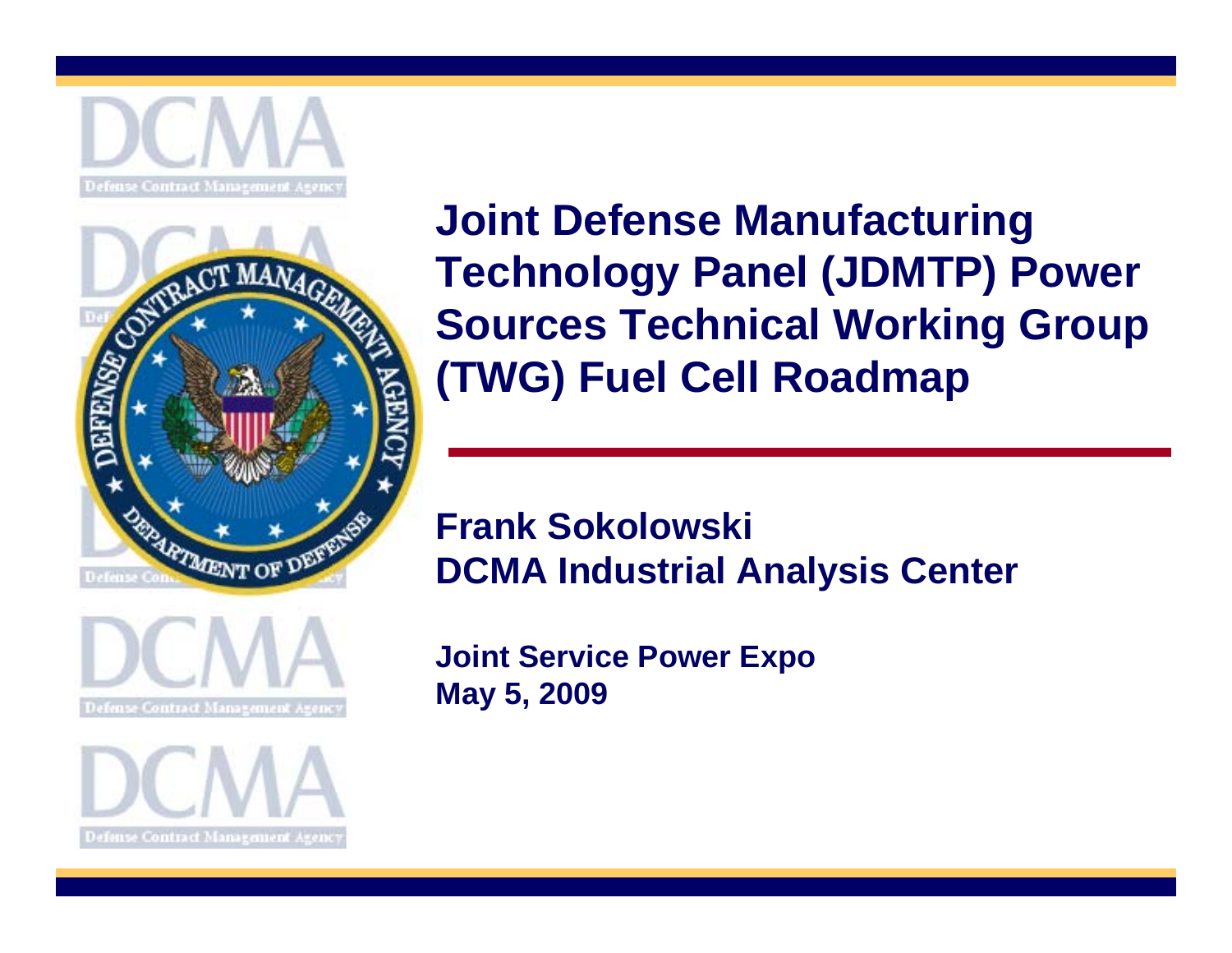# Joint Defense Manufacturing Technology Panel (JDMTP) Power Sources Technical Working Group (TWG) Fuel Cell Roadmap

**Frank Sokolowski**
**DCMA Industrial Analysis Center**

**Joint Service Power Expo**
**May 5, 2009**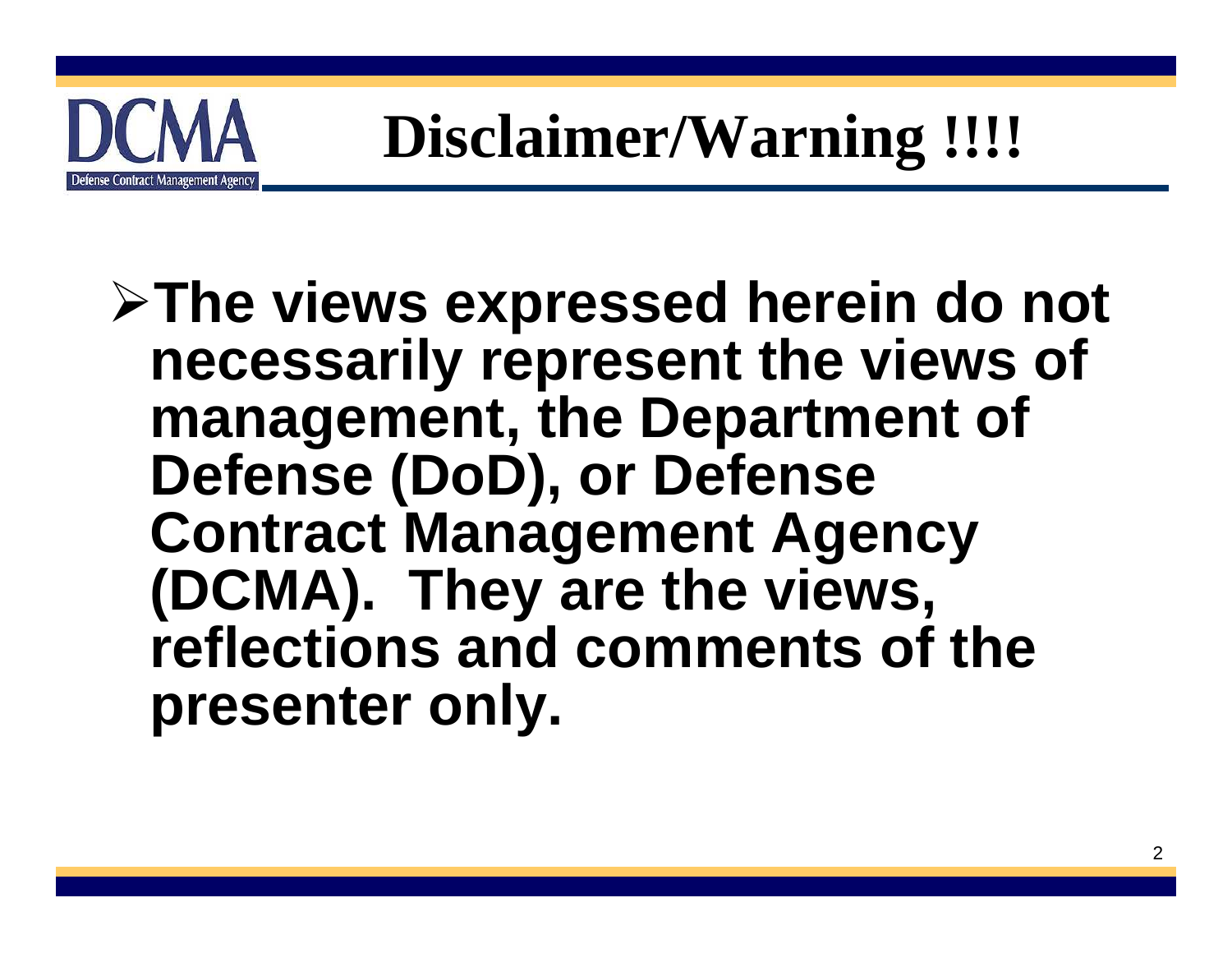# Disclaimer/Warning !!!!

- **The views expressed herein do not necessarily represent the views of management, the Department of Defense (DoD), or Defense Contract Management Agency (DCMA). They are the views, reflections and comments of the presenter only.**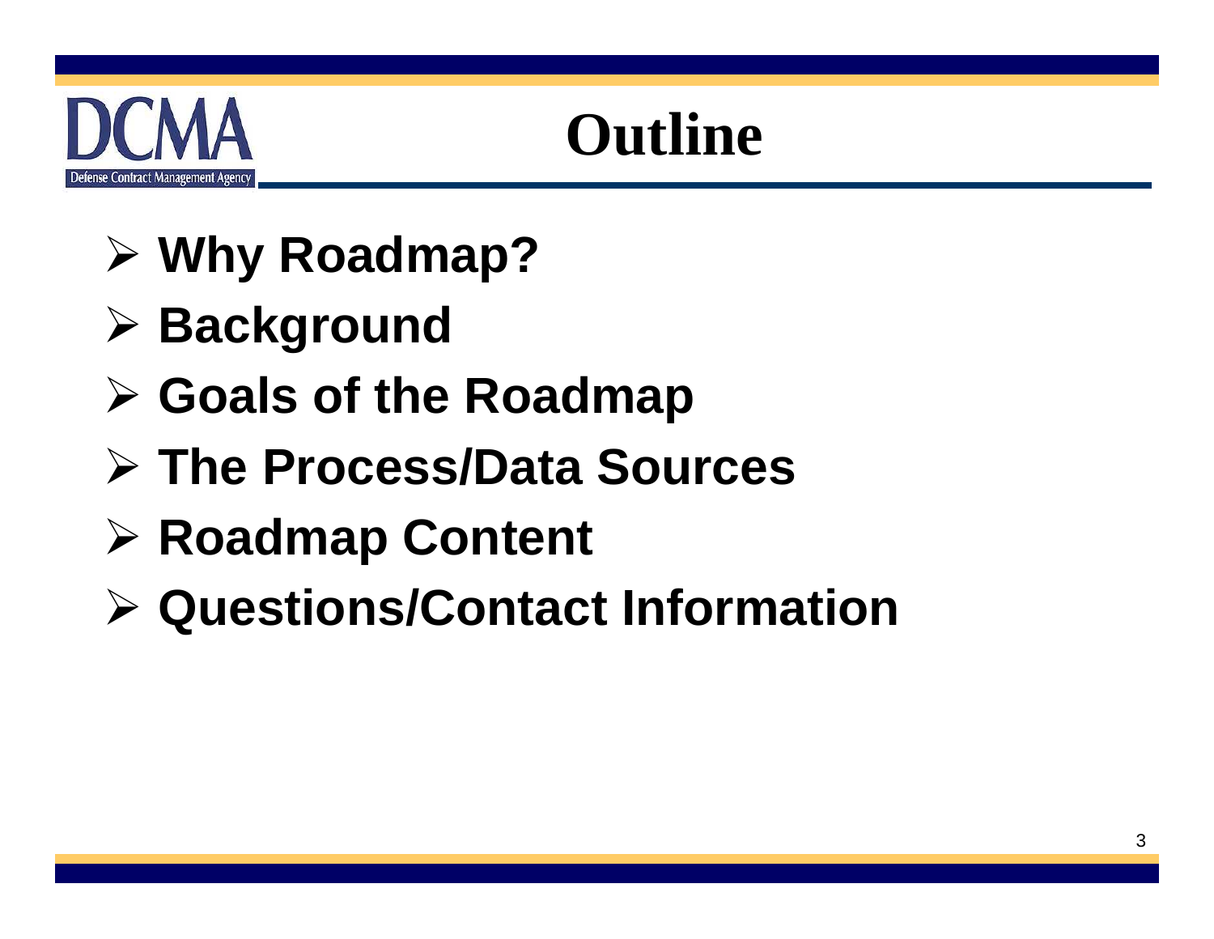# Outline

- **Why Roadmap?**
- **Background**
- **Goals of the Roadmap**
- **The Process/Data Sources**
- **Roadmap Content**
- **Questions/Contact Information**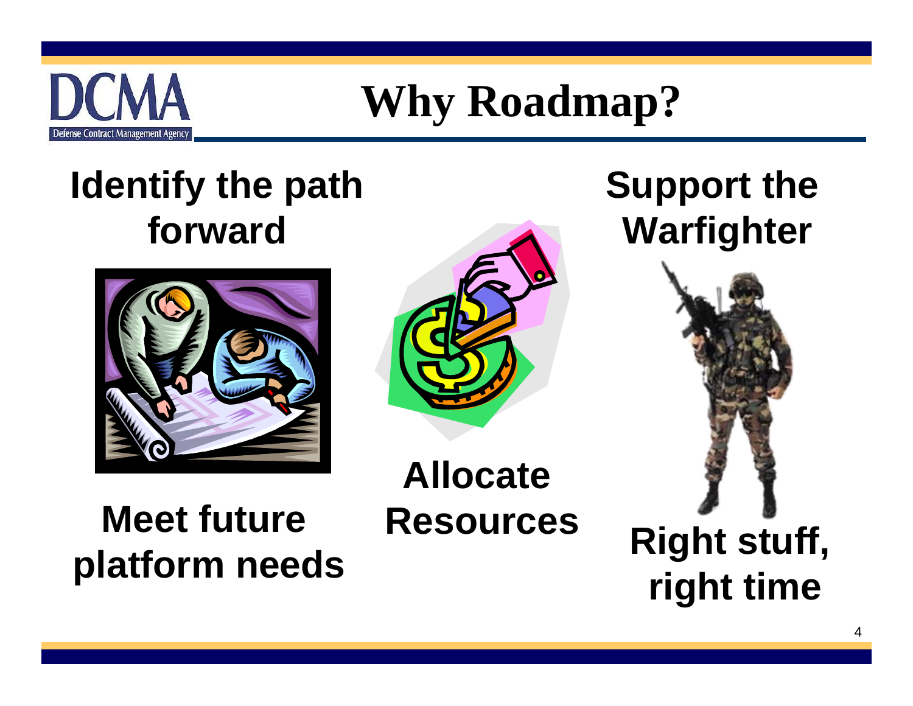# Why Roadmap?

**Identify the path forward**

**Support the Warfighter**

**Allocate Resources**

**Meet future platform needs**

**Right stuff, right time**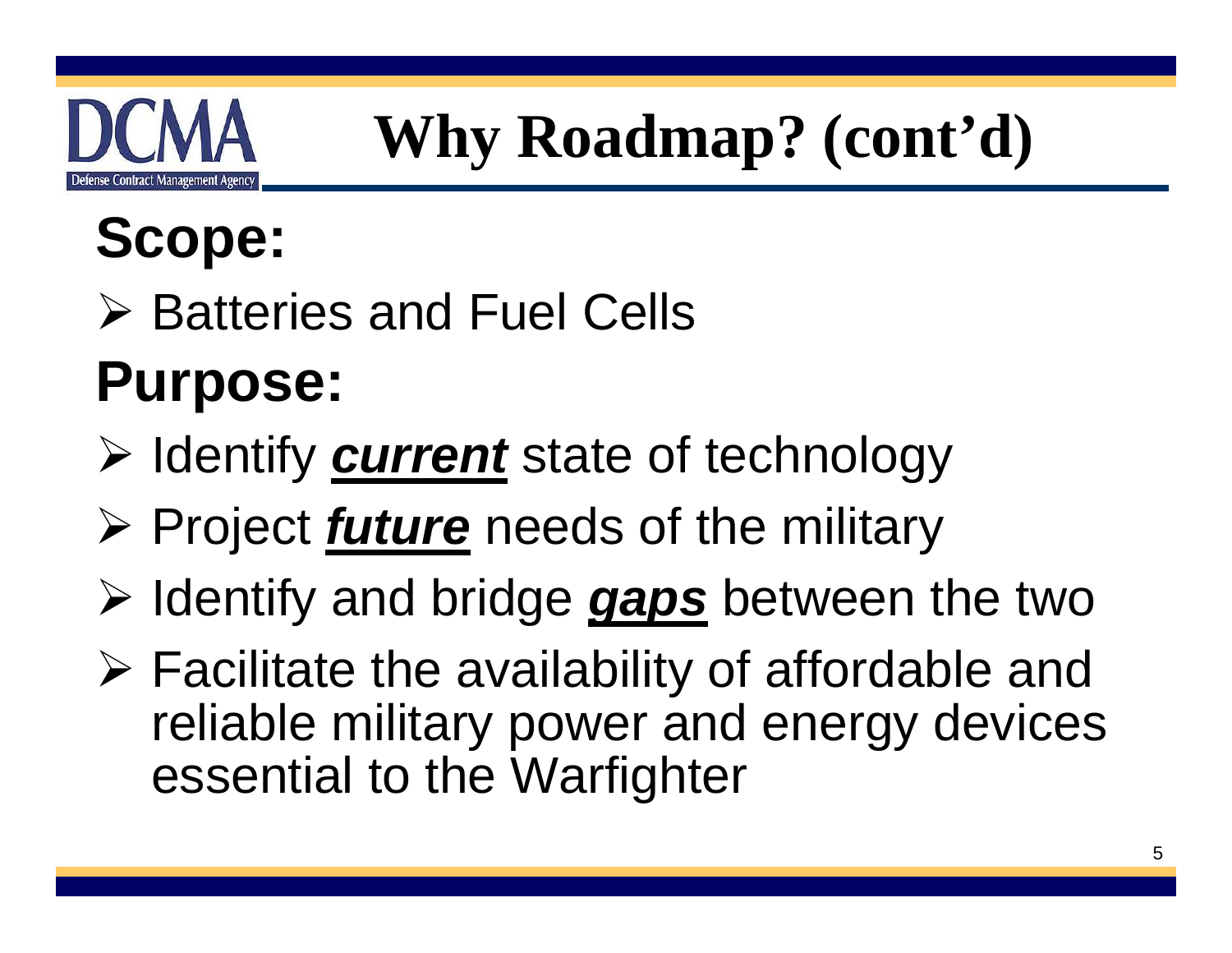# Why Roadmap? (cont'd)

## Scope:

- Batteries and Fuel Cells

## Purpose:

- Identify ***current*** state of technology
- Project ***future*** needs of the military
- Identify and bridge ***gaps*** between the two
- Facilitate the availability of affordable and reliable military power and energy devices essential to the Warfighter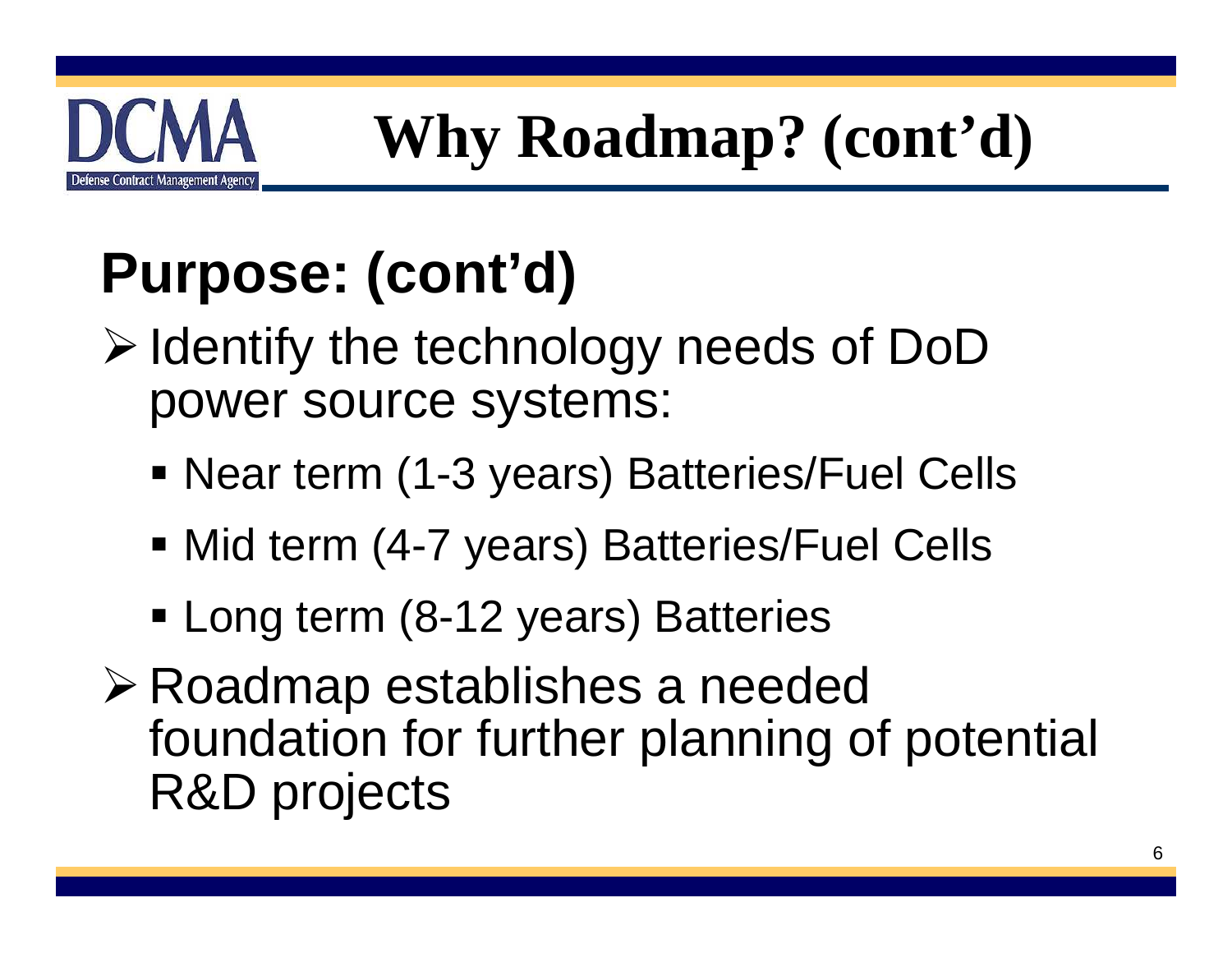# Why Roadmap? (cont'd)

## Purpose: (cont'd)

- Identify the technology needs of DoD power source systems:
  - Near term (1-3 years) Batteries/Fuel Cells
  - Mid term (4-7 years) Batteries/Fuel Cells
  - Long term (8-12 years) Batteries
- Roadmap establishes a needed foundation for further planning of potential R&D projects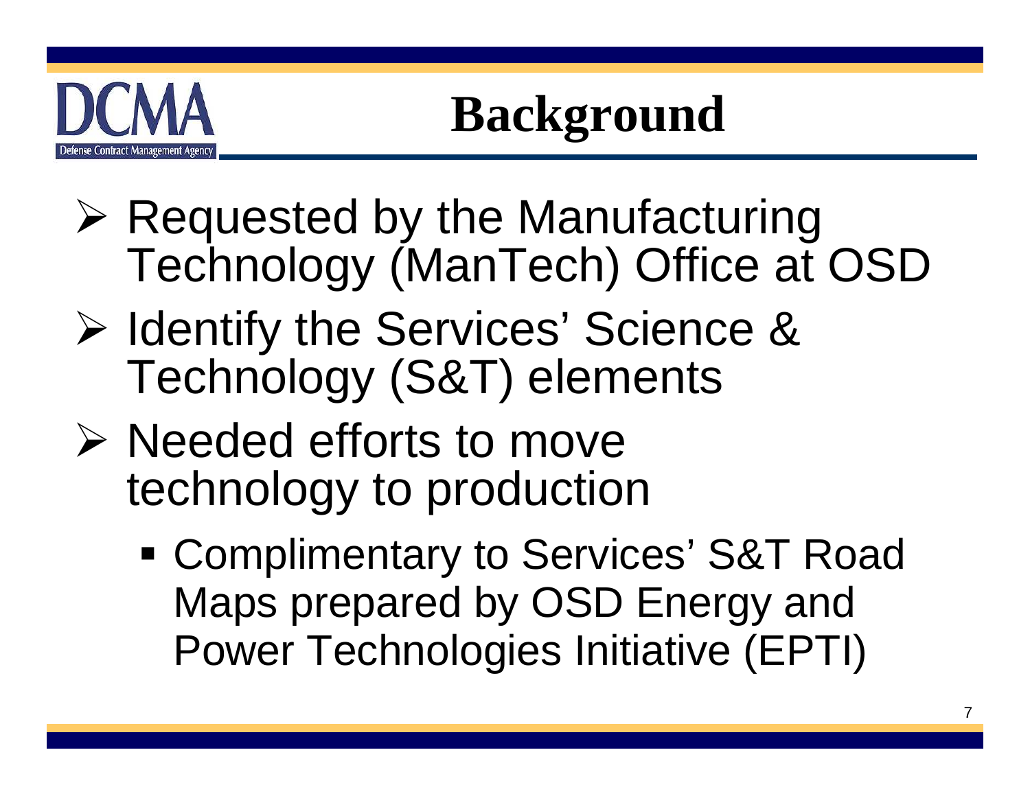# Background

- Requested by the Manufacturing Technology (ManTech) Office at OSD
- Identify the Services' Science & Technology (S&T) elements
- Needed efforts to move technology to production
  - Complimentary to Services' S&T Road Maps prepared by OSD Energy and Power Technologies Initiative (EPTI)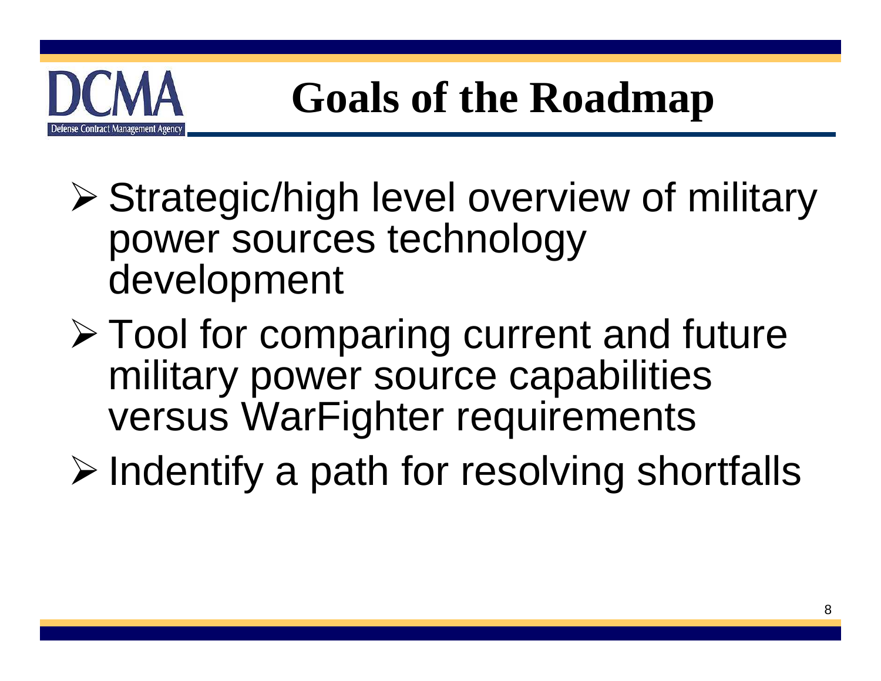# Goals of the Roadmap

- Strategic/high level overview of military power sources technology development
- Tool for comparing current and future military power source capabilities versus WarFighter requirements
- Indentify a path for resolving shortfalls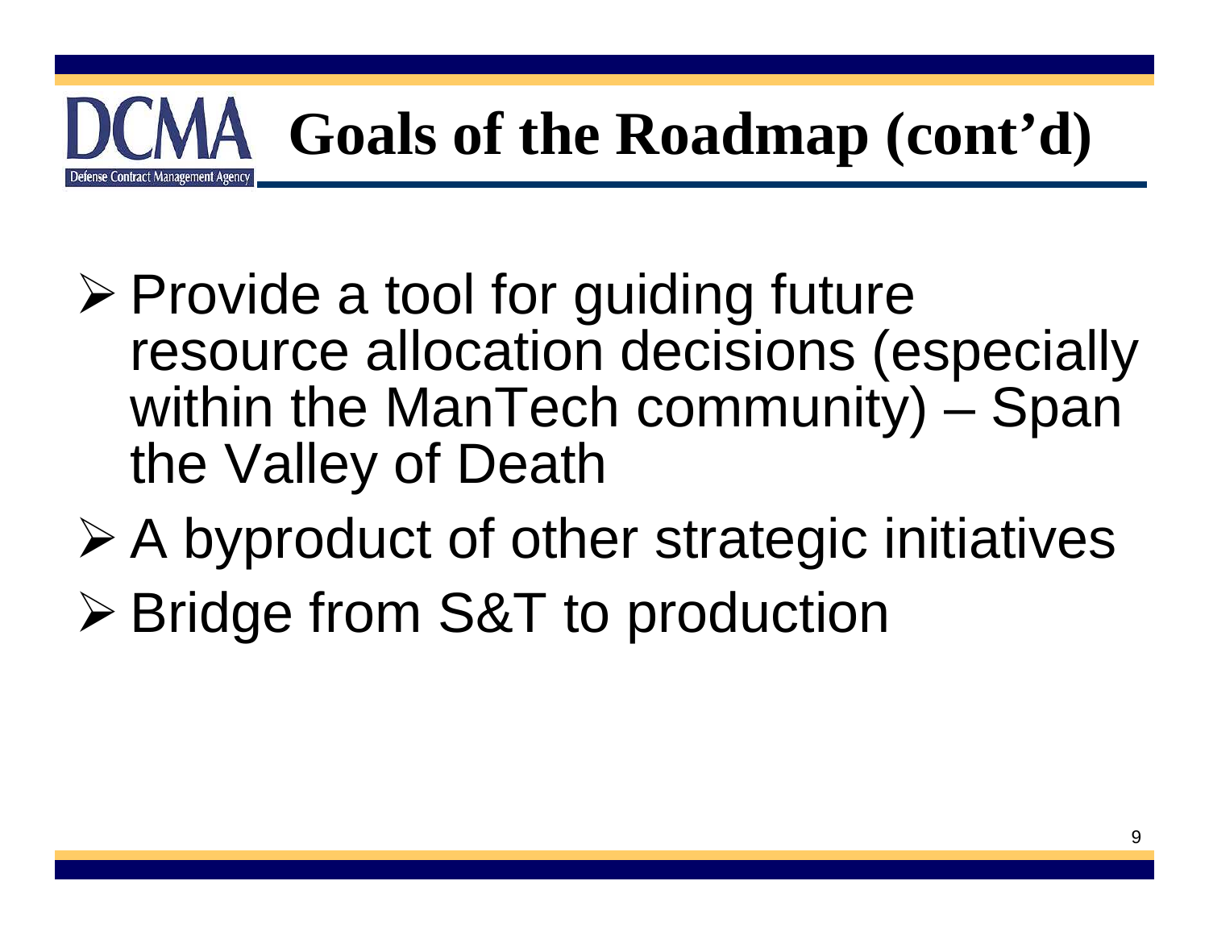# Goals of the Roadmap (cont'd)

- Provide a tool for guiding future resource allocation decisions (especially within the ManTech community) – Span the Valley of Death
- A byproduct of other strategic initiatives
- Bridge from S&T to production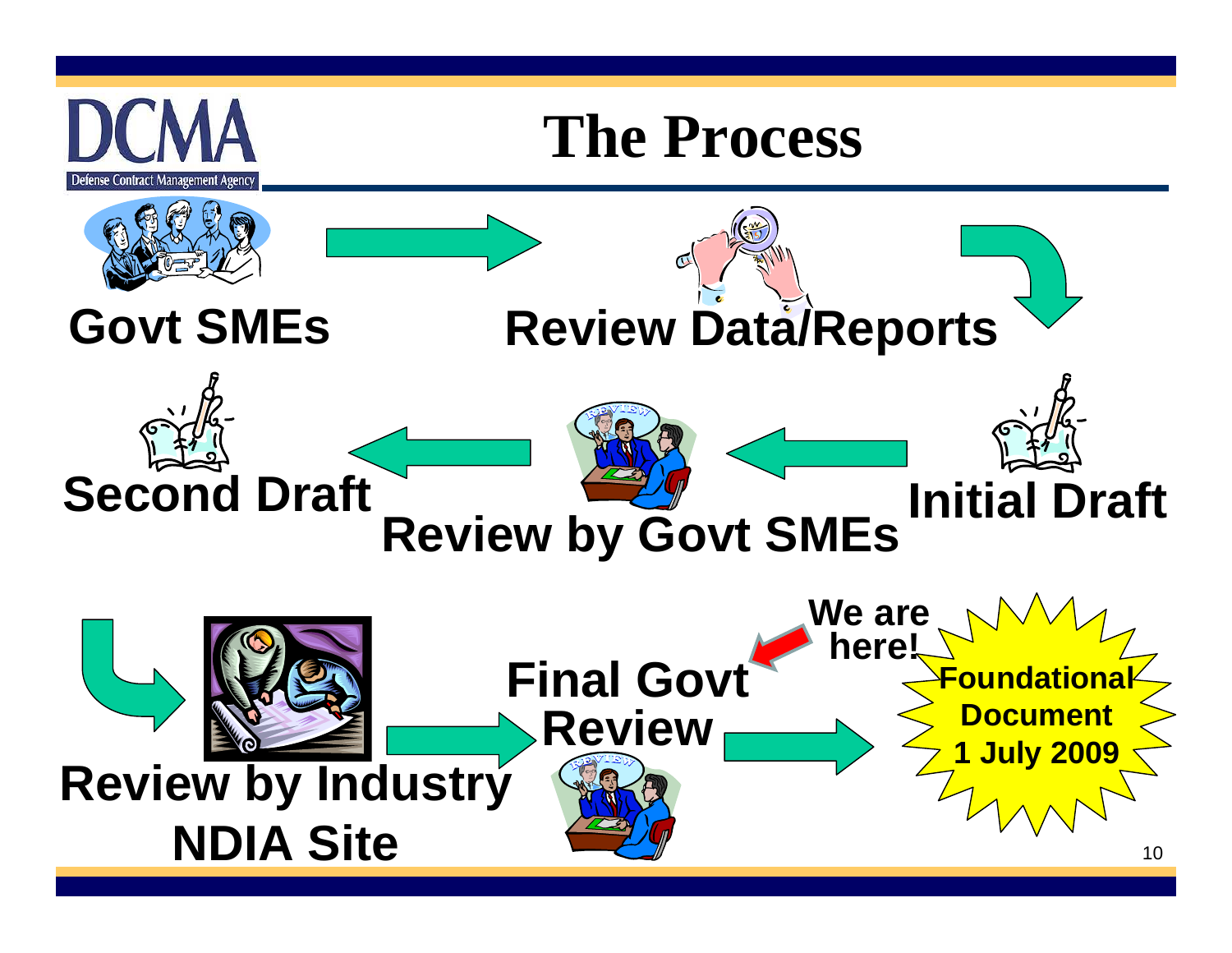# The Process

Govt SMEs → Review Data/Reports → Initial Draft → Review by Govt SMEs → Second Draft → Review by Industry NDIA Site → Final Govt Review → Foundational Document 1 July 2009

We are here! (Final Govt Review)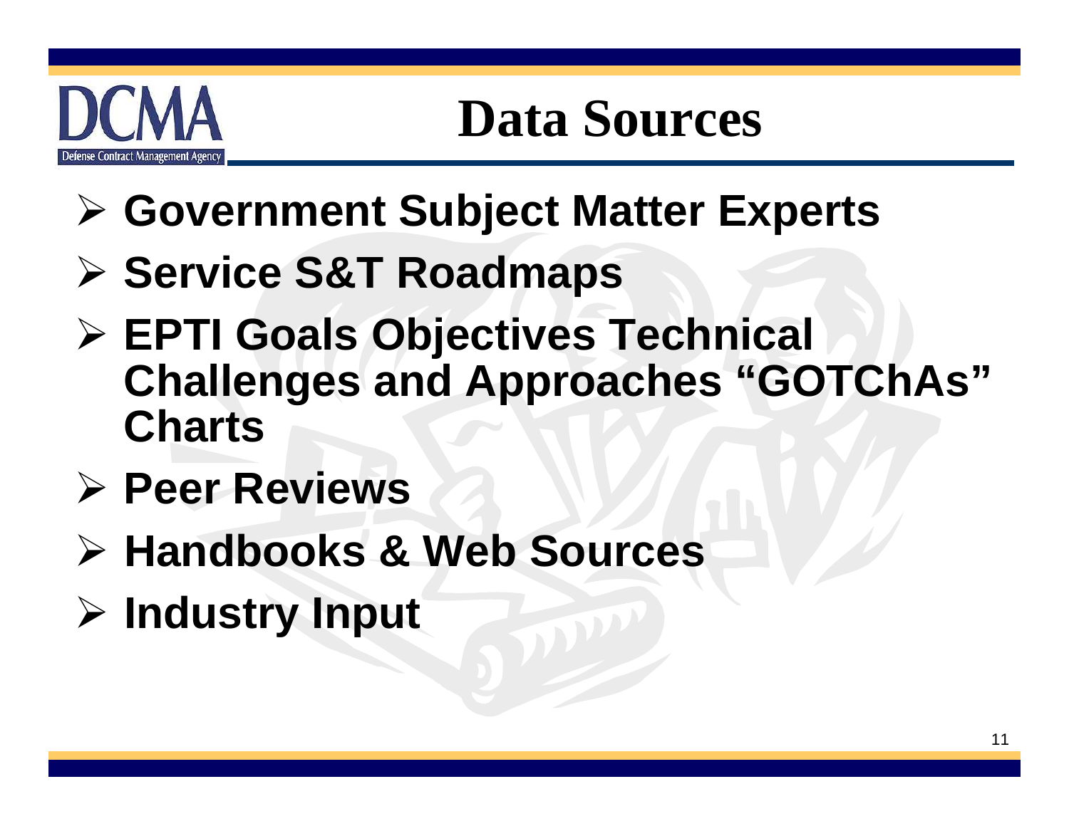# Data Sources

- **Government Subject Matter Experts**
- **Service S&T Roadmaps**
- **EPTI Goals Objectives Technical Challenges and Approaches "GOTChAs" Charts**
- **Peer Reviews**
- **Handbooks & Web Sources**
- **Industry Input**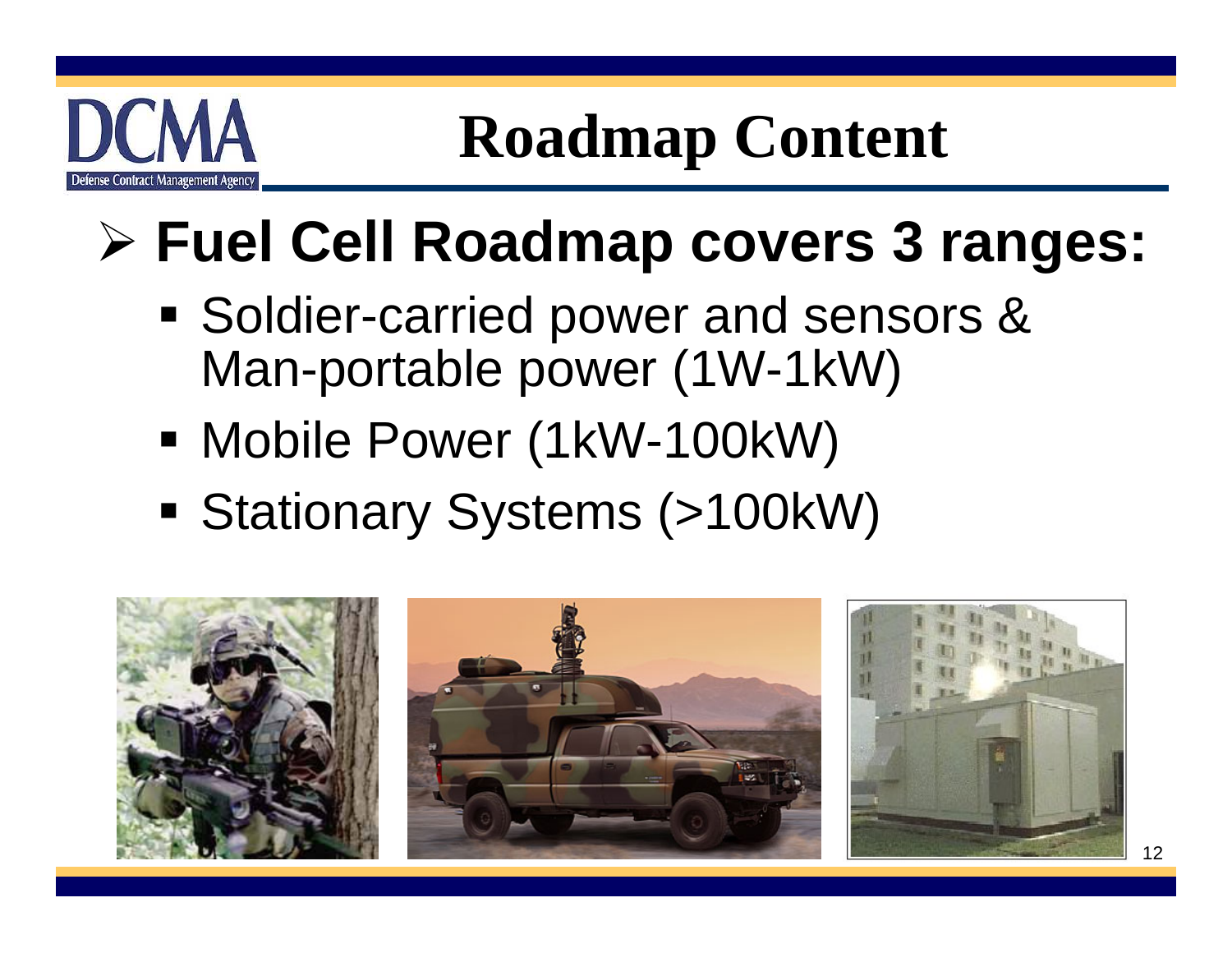# Roadmap Content

- **Fuel Cell Roadmap covers 3 ranges:**
  - Soldier-carried power and sensors & Man-portable power (1W-1kW)
  - Mobile Power (1kW-100kW)
  - Stationary Systems (>100kW)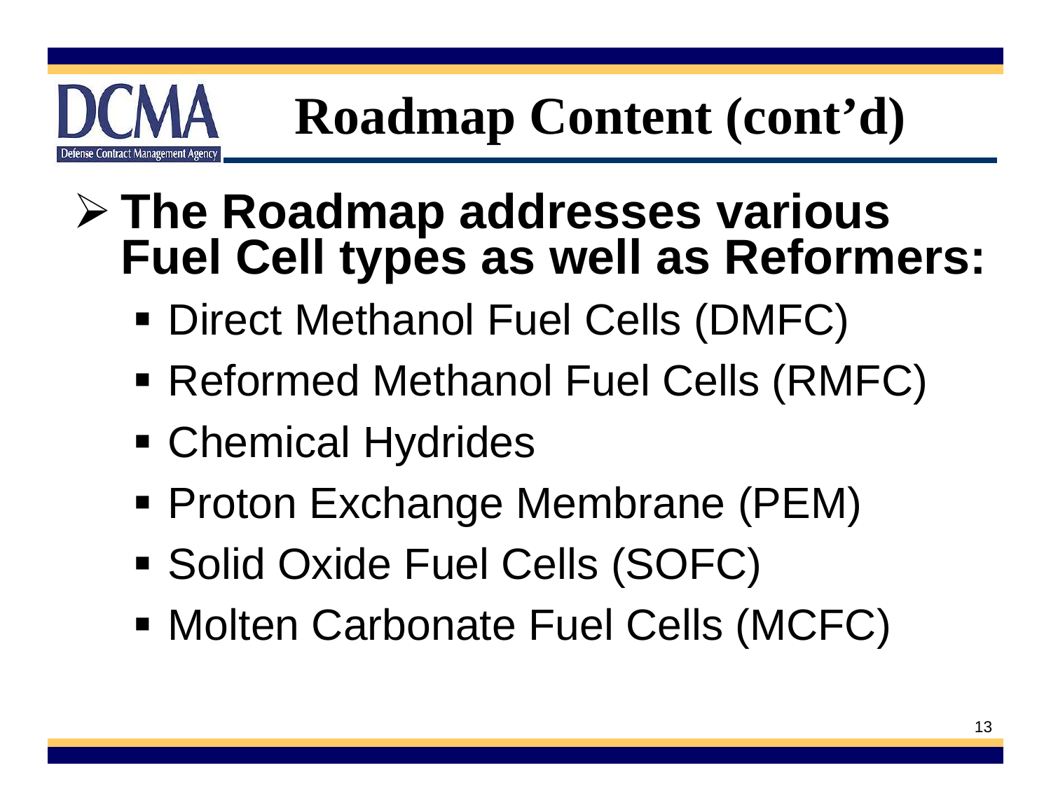# Roadmap Content (cont'd)

- **The Roadmap addresses various Fuel Cell types as well as Reformers:**
  - Direct Methanol Fuel Cells (DMFC)
  - Reformed Methanol Fuel Cells (RMFC)
  - Chemical Hydrides
  - Proton Exchange Membrane (PEM)
  - Solid Oxide Fuel Cells (SOFC)
  - Molten Carbonate Fuel Cells (MCFC)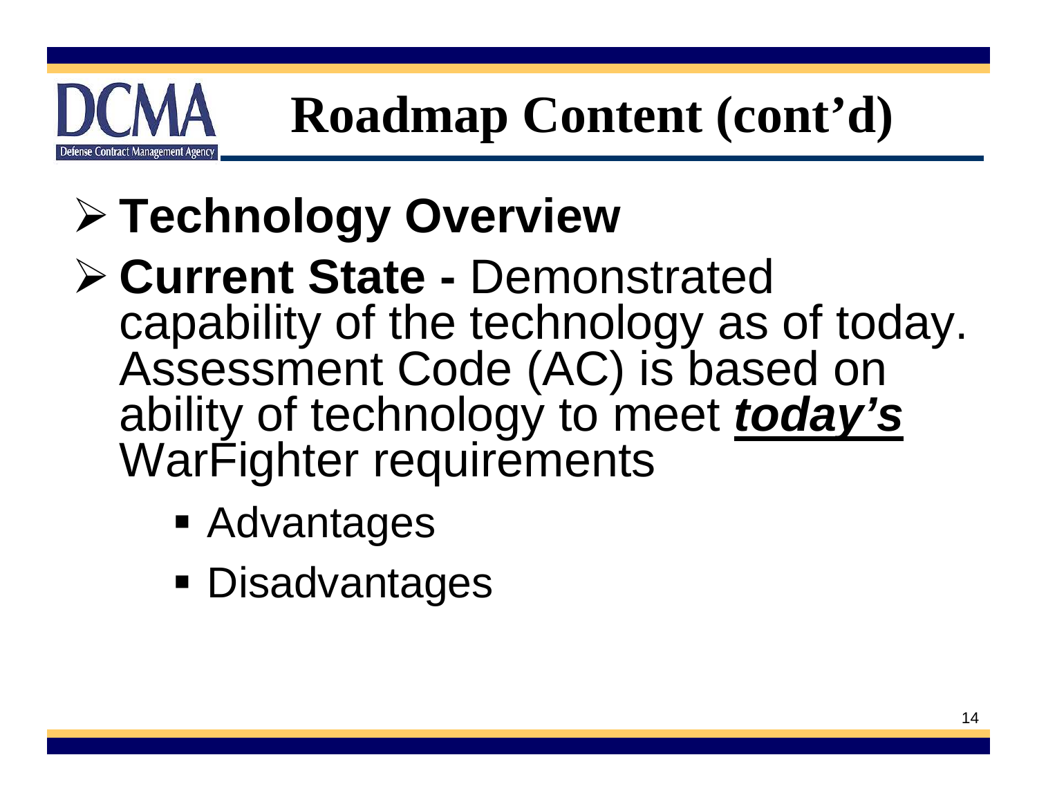# Roadmap Content (cont'd)

- **Technology Overview**
- **Current State -** Demonstrated capability of the technology as of today. Assessment Code (AC) is based on ability of technology to meet ***today's*** WarFighter requirements
  - Advantages
  - Disadvantages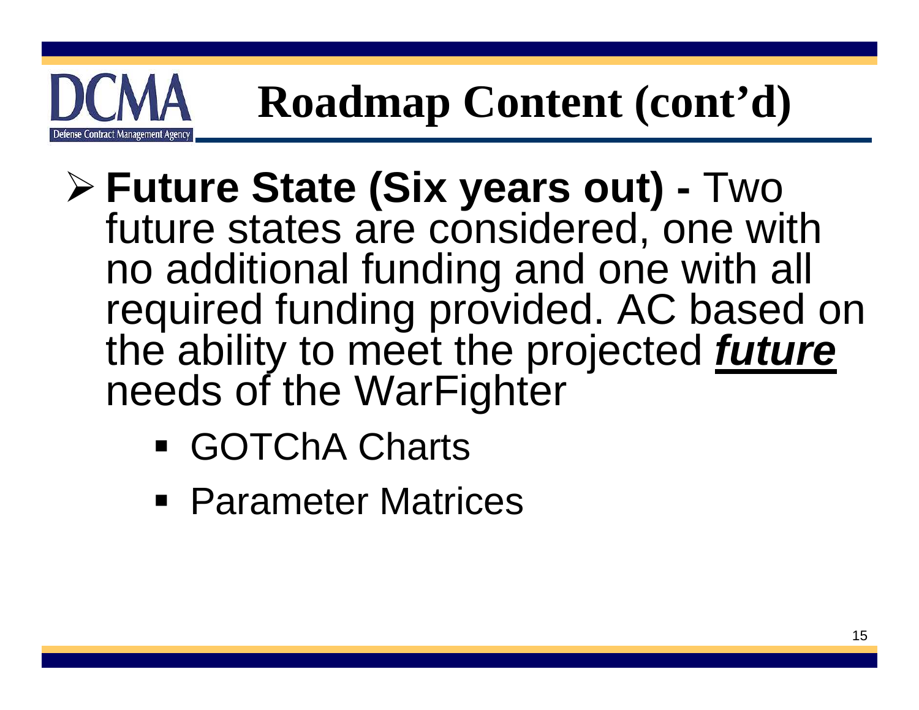# Roadmap Content (cont'd)

- **Future State (Six years out) -** Two future states are considered, one with no additional funding and one with all required funding provided. AC based on the ability to meet the projected ***future*** needs of the WarFighter
  - GOTChA Charts
  - Parameter Matrices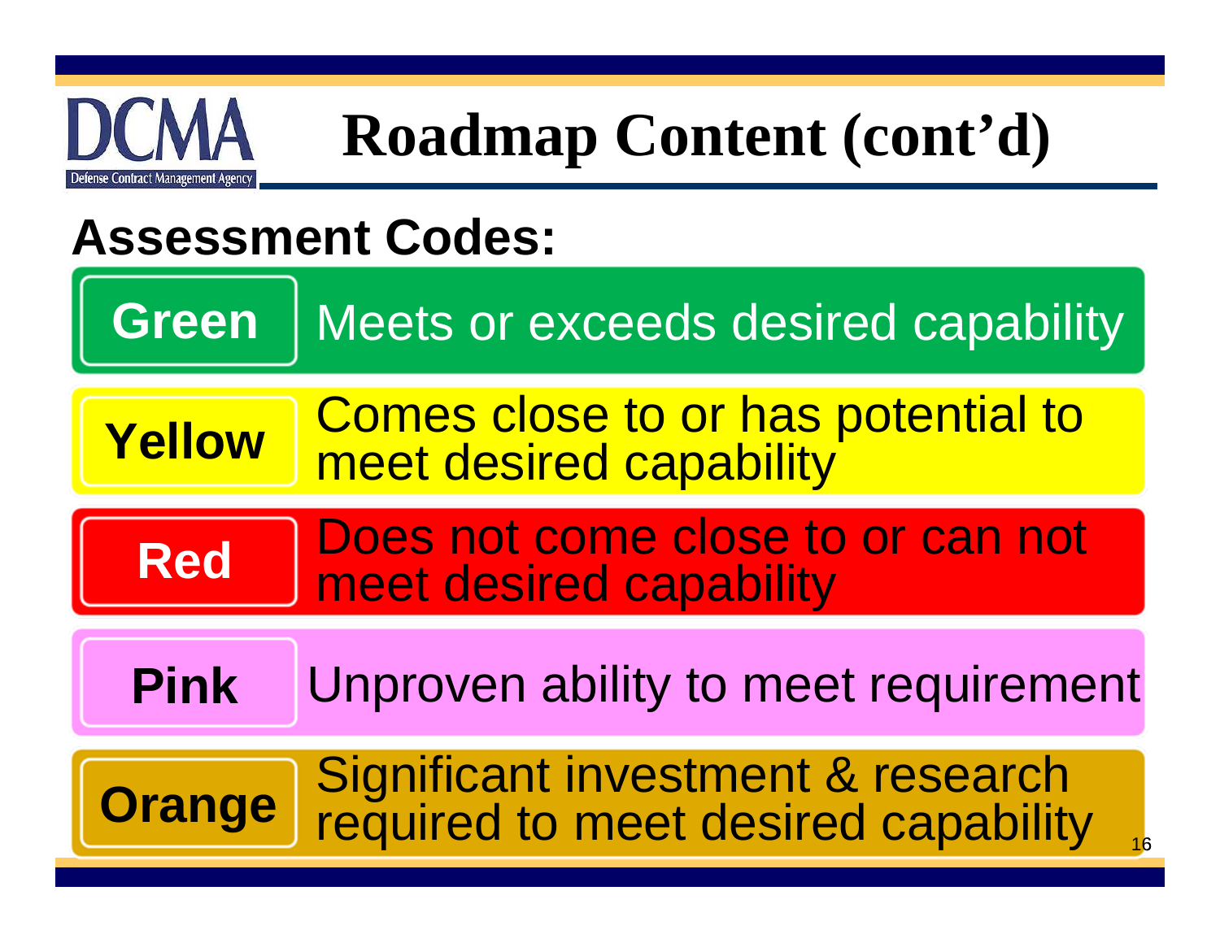# Roadmap Content (cont'd)

## Assessment Codes:

| Code | Description |
| --- | --- |
| **Green** | Meets or exceeds desired capability |
| **Yellow** | Comes close to or has potential to meet desired capability |
| **Red** | Does not come close to or can not meet desired capability |
| **Pink** | Unproven ability to meet requirement |
| **Orange** | Significant investment & research required to meet desired capability |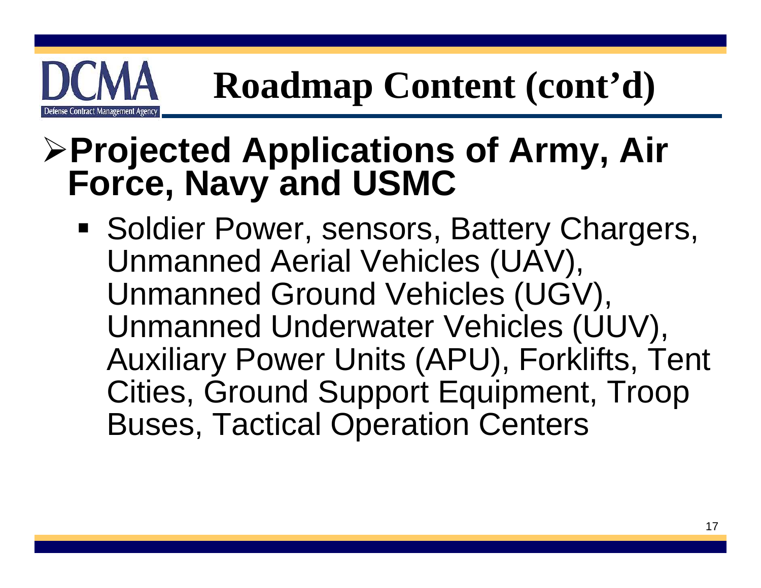# Roadmap Content (cont'd)

- **Projected Applications of Army, Air Force, Navy and USMC**
  - Soldier Power, sensors, Battery Chargers, Unmanned Aerial Vehicles (UAV), Unmanned Ground Vehicles (UGV), Unmanned Underwater Vehicles (UUV), Auxiliary Power Units (APU), Forklifts, Tent Cities, Ground Support Equipment, Troop Buses, Tactical Operation Centers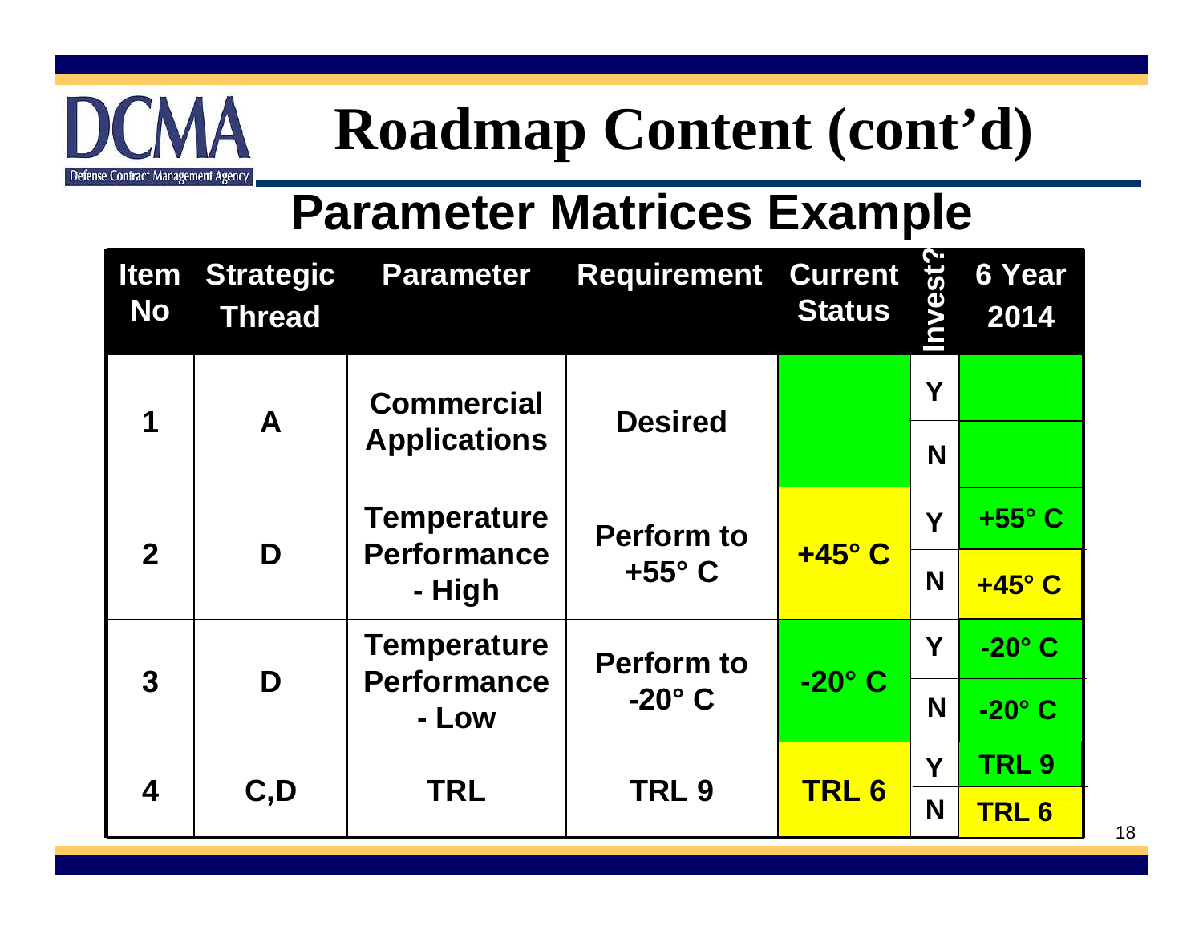# Roadmap Content (cont'd)

## Parameter Matrices Example

| Item No | Strategic Thread | Parameter | Requirement | Current Status | Invest? | 6 Year 2014 |
|---|---|---|---|---|---|---|
| 1 | A | Commercial Applications | Desired | | Y | |
| | | | | | N | |
| 2 | D | Temperature Performance - High | Perform to +55° C | +45° C | Y | +55° C |
| | | | | | N | +45° C |
| 3 | D | Temperature Performance - Low | Perform to -20° C | -20° C | Y | -20° C |
| | | | | | N | -20° C |
| 4 | C,D | TRL | TRL 9 | TRL 6 | Y | TRL 9 |
| | | | | | N | TRL 6 |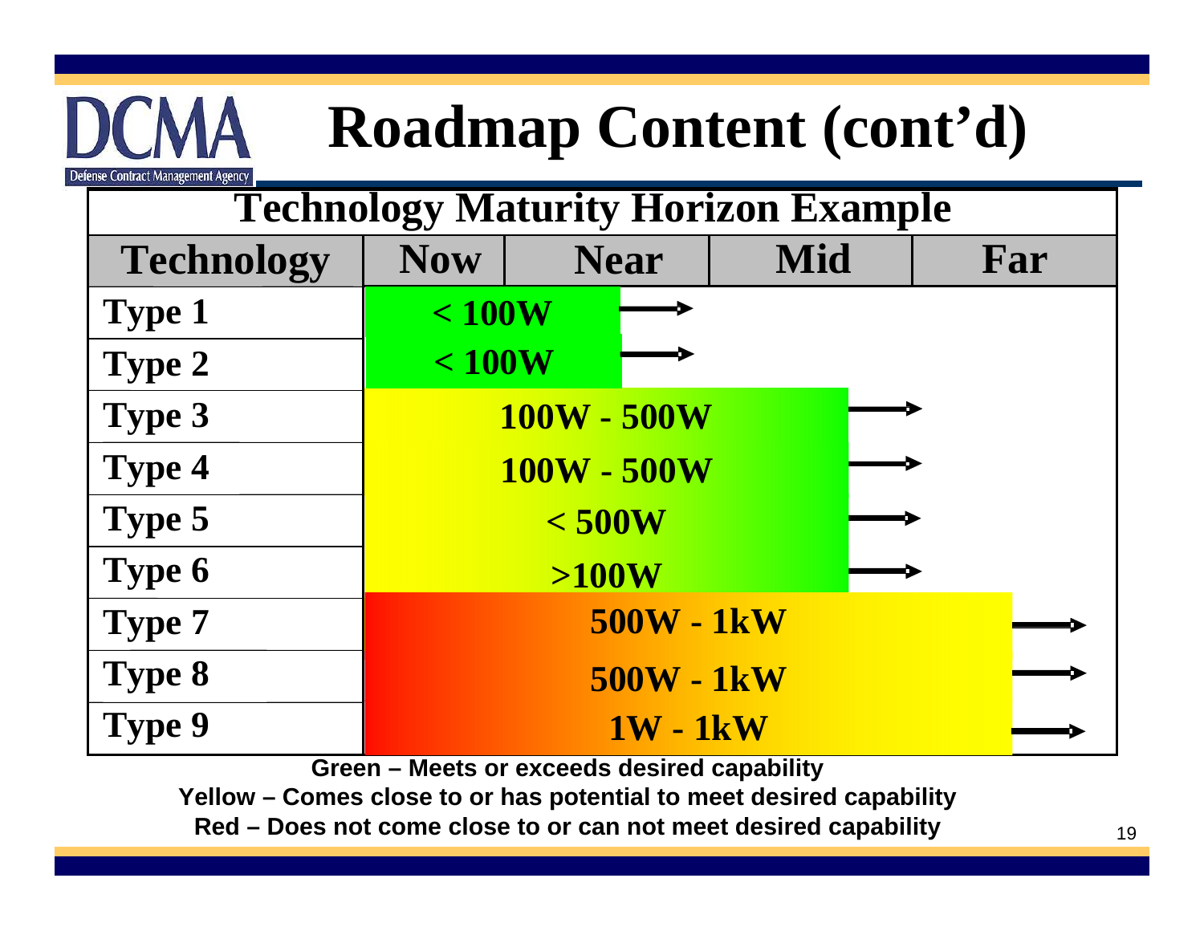# Roadmap Content (cont'd)

## Technology Maturity Horizon Example

| Technology | Now | Near | Mid | Far |
|---|---|---|---|---|
| Type 1 | < 100W | → | | |
| Type 2 | < 100W | → | | |
| Type 3 | 100W - 500W | | | → |
| Type 4 | 100W - 500W | | | → |
| Type 5 | < 500W | | | → |
| Type 6 | >100W | | | → |
| Type 7 | 500W - 1kW | | | → |
| Type 8 | 500W - 1kW | | | → |
| Type 9 | 1W - 1kW | | | → |

**Green – Meets or exceeds desired capability**

**Yellow – Comes close to or has potential to meet desired capability**

**Red – Does not come close to or can not meet desired capability**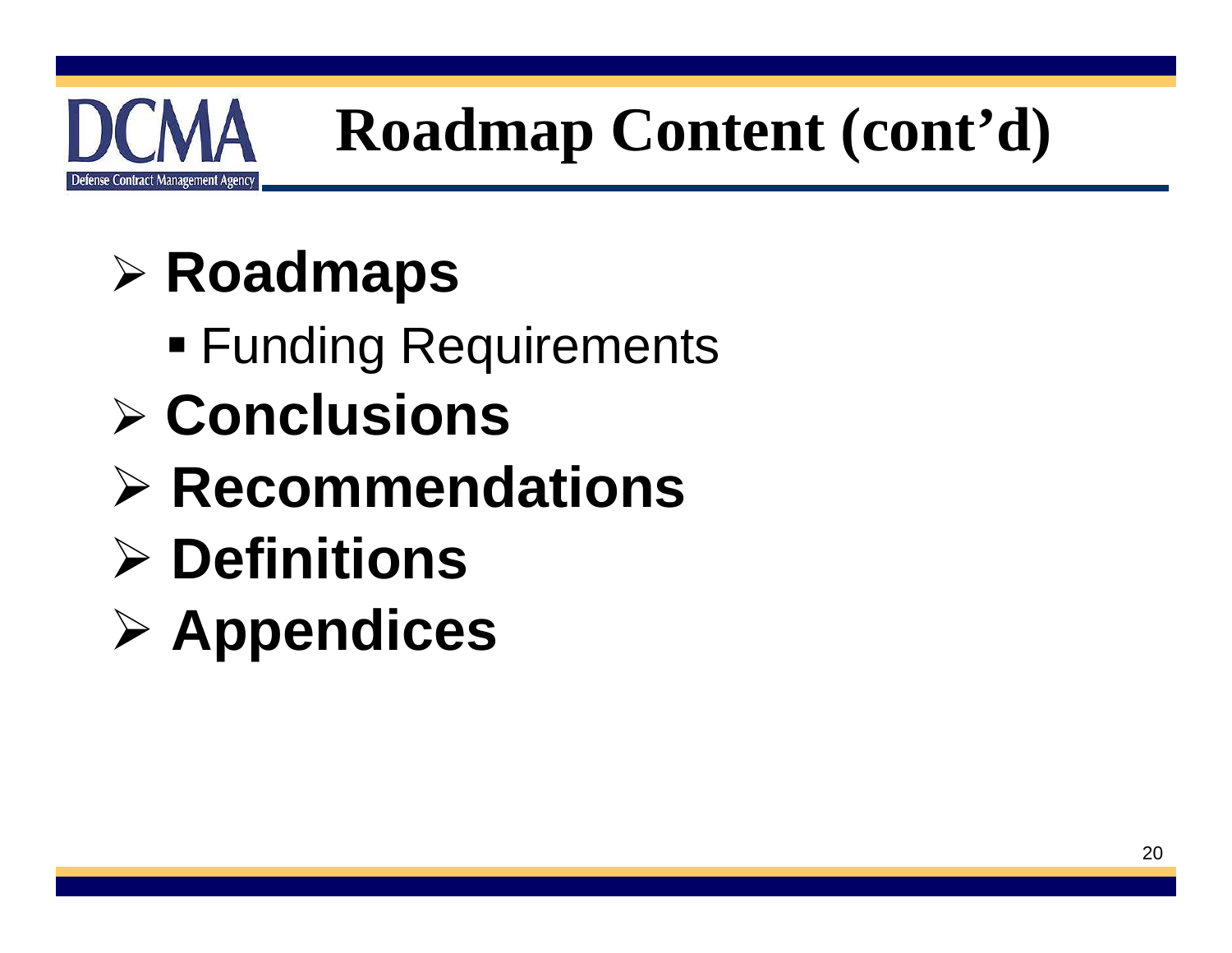# Roadmap Content (cont'd)

- **Roadmaps**
  - Funding Requirements
- **Conclusions**
- **Recommendations**
- **Definitions**
- **Appendices**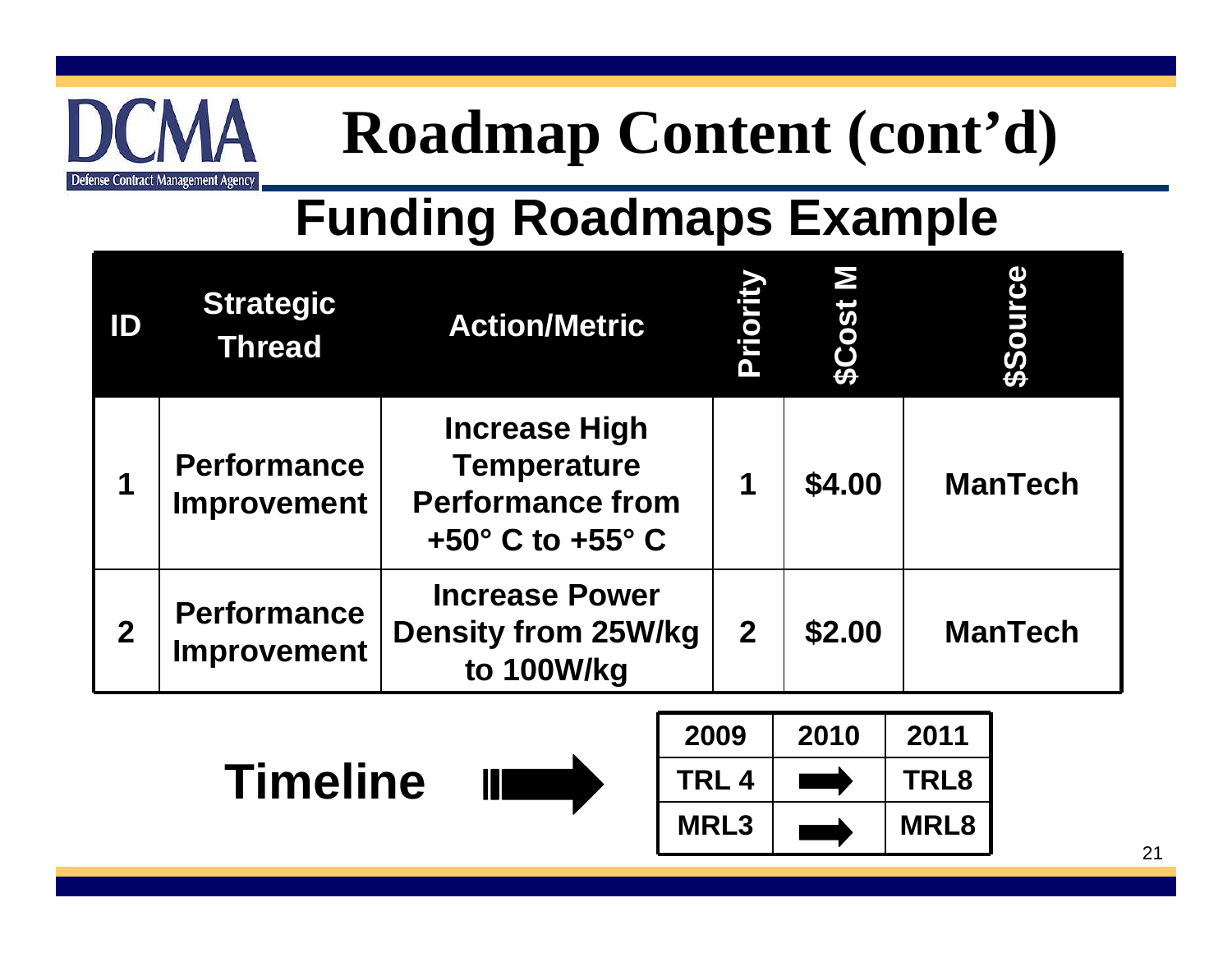# Roadmap Content (cont'd)

## Funding Roadmaps Example

| ID | Strategic Thread | Action/Metric | Priority | $Cost M | $Source |
|---|---|---|---|---|---|
| 1 | Performance Improvement | Increase High Temperature Performance from +50° C to +55° C | 1 | $4.00 | ManTech |
| 2 | Performance Improvement | Increase Power Density from 25W/kg to 100W/kg | 2 | $2.00 | ManTech |

**Timeline**

| 2009 | 2010 | 2011 |
|---|---|---|
| TRL 4 | → | TRL8 |
| MRL3 | → | MRL8 |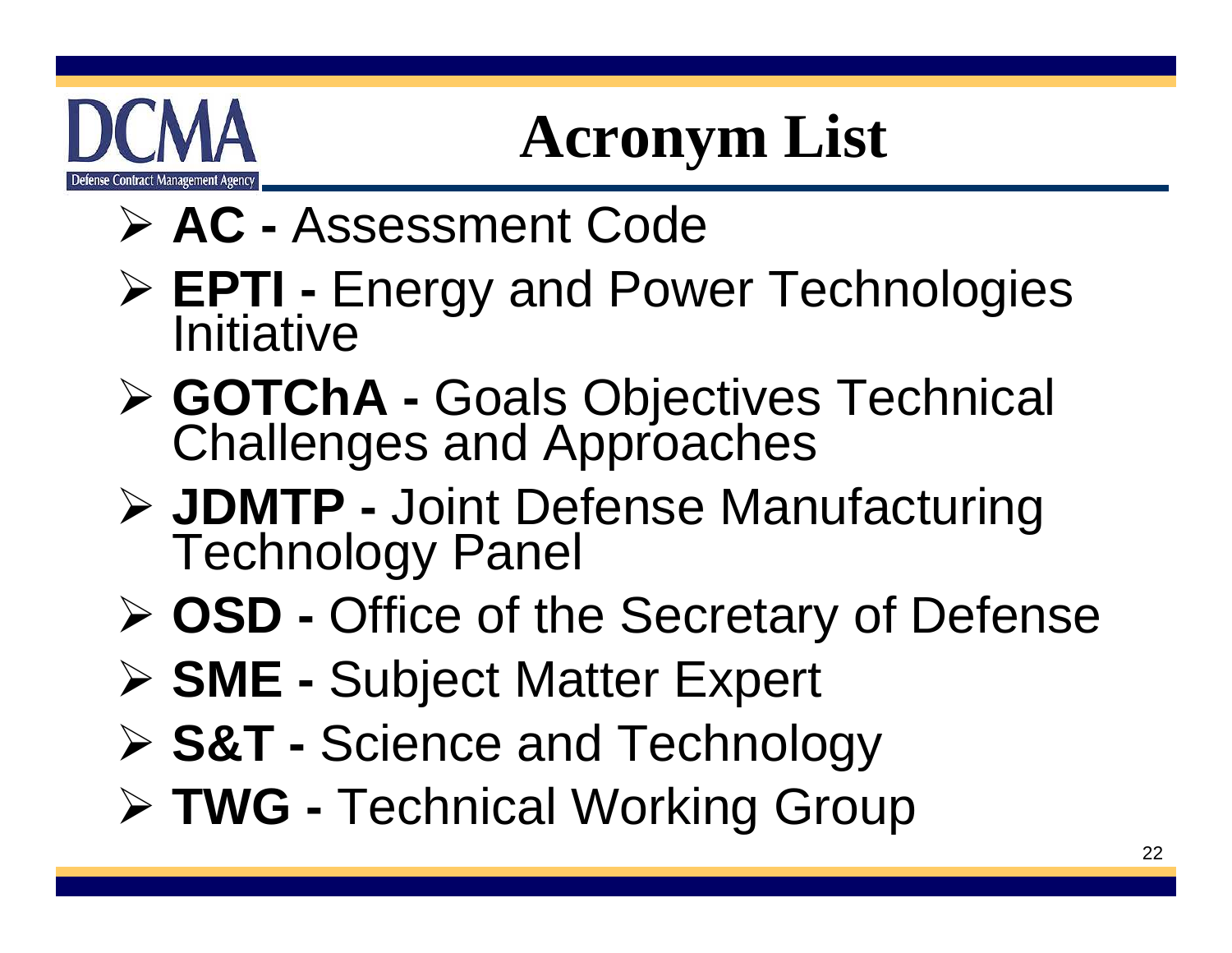# Acronym List

- **AC -** Assessment Code
- **EPTI -** Energy and Power Technologies Initiative
- **GOTChA -** Goals Objectives Technical Challenges and Approaches
- **JDMTP -** Joint Defense Manufacturing Technology Panel
- **OSD -** Office of the Secretary of Defense
- **SME -** Subject Matter Expert
- **S&T -** Science and Technology
- **TWG -** Technical Working Group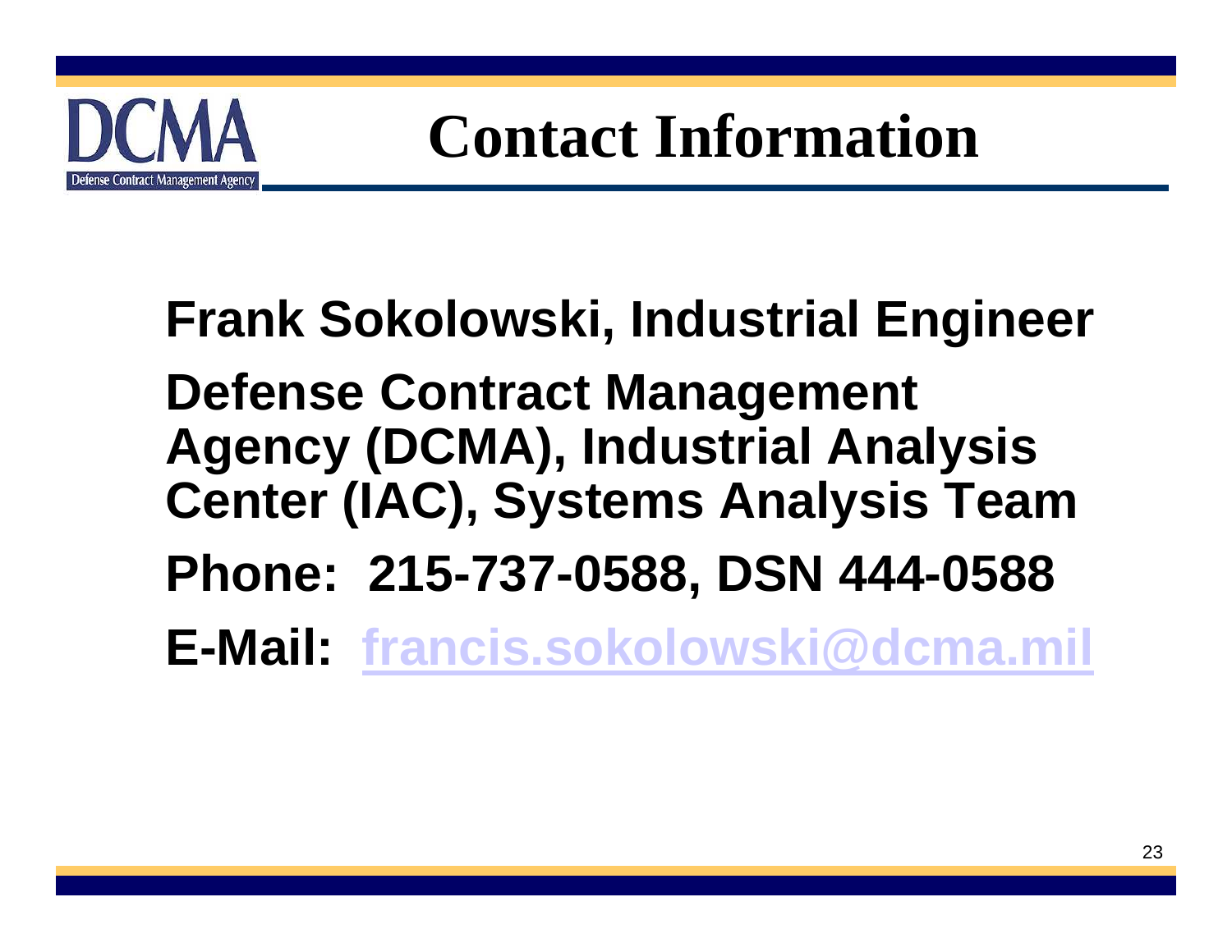# Contact Information

**Frank Sokolowski, Industrial Engineer**

**Defense Contract Management Agency (DCMA), Industrial Analysis Center (IAC), Systems Analysis Team**

**Phone: 215-737-0588, DSN 444-0588**

**E-Mail: francis.sokolowski@dcma.mil**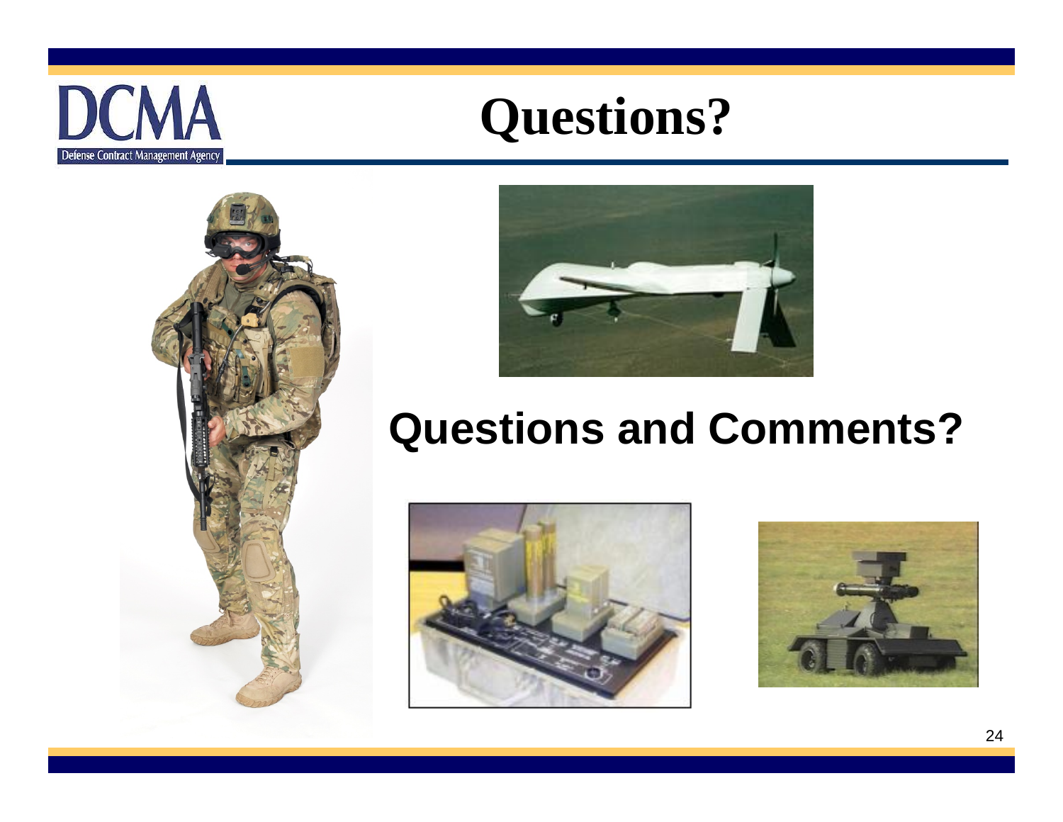# Questions?

## Questions and Comments?